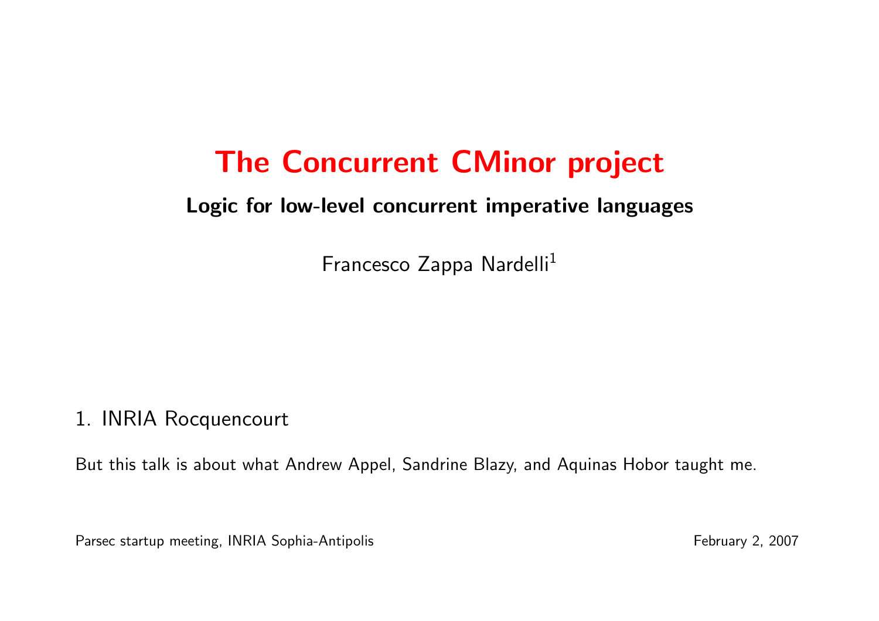# The Concurrent CMinor project

## Logic for low-level concurrent imperative languages

Francesco Zappa Nardelli[1]

1. INRIA Rocquencourt

But this talk is about what Andrew Appel, Sandrine Blazy, and Aquinas Hobor taught me.

Parsec startup meeting, INRIA Sophia-Antipolis

February 2, 2007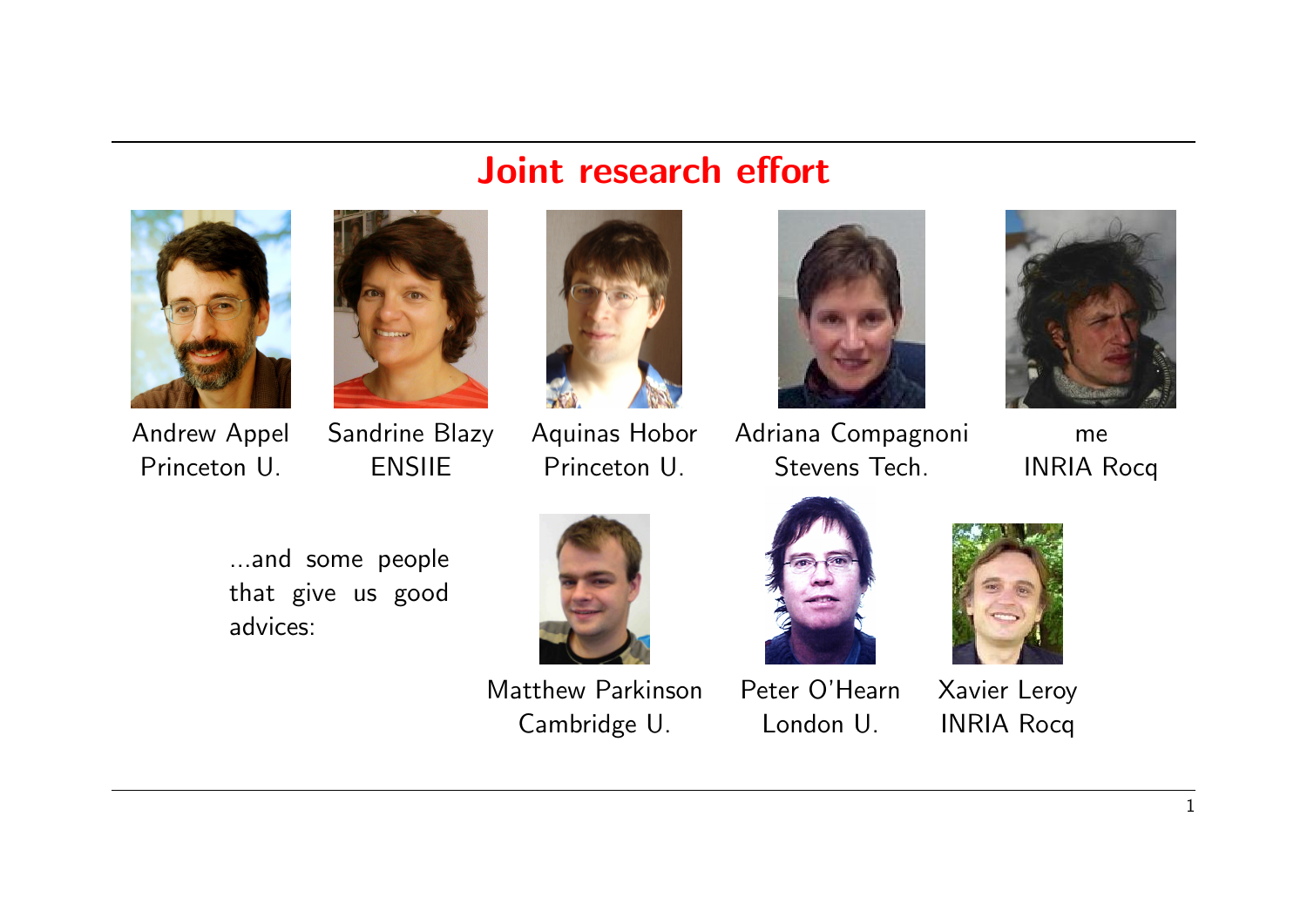# Joint research effort

Andrew Appel
Princeton U.

Sandrine Blazy
ENSIIE

Aquinas Hobor
Princeton U.

Adriana Compagnoni
Stevens Tech.

me
INRIA Rocq

...and some people that give us good advices:

Matthew Parkinson
Cambridge U.

Peter O'Hearn
London U.

Xavier Leroy
INRIA Rocq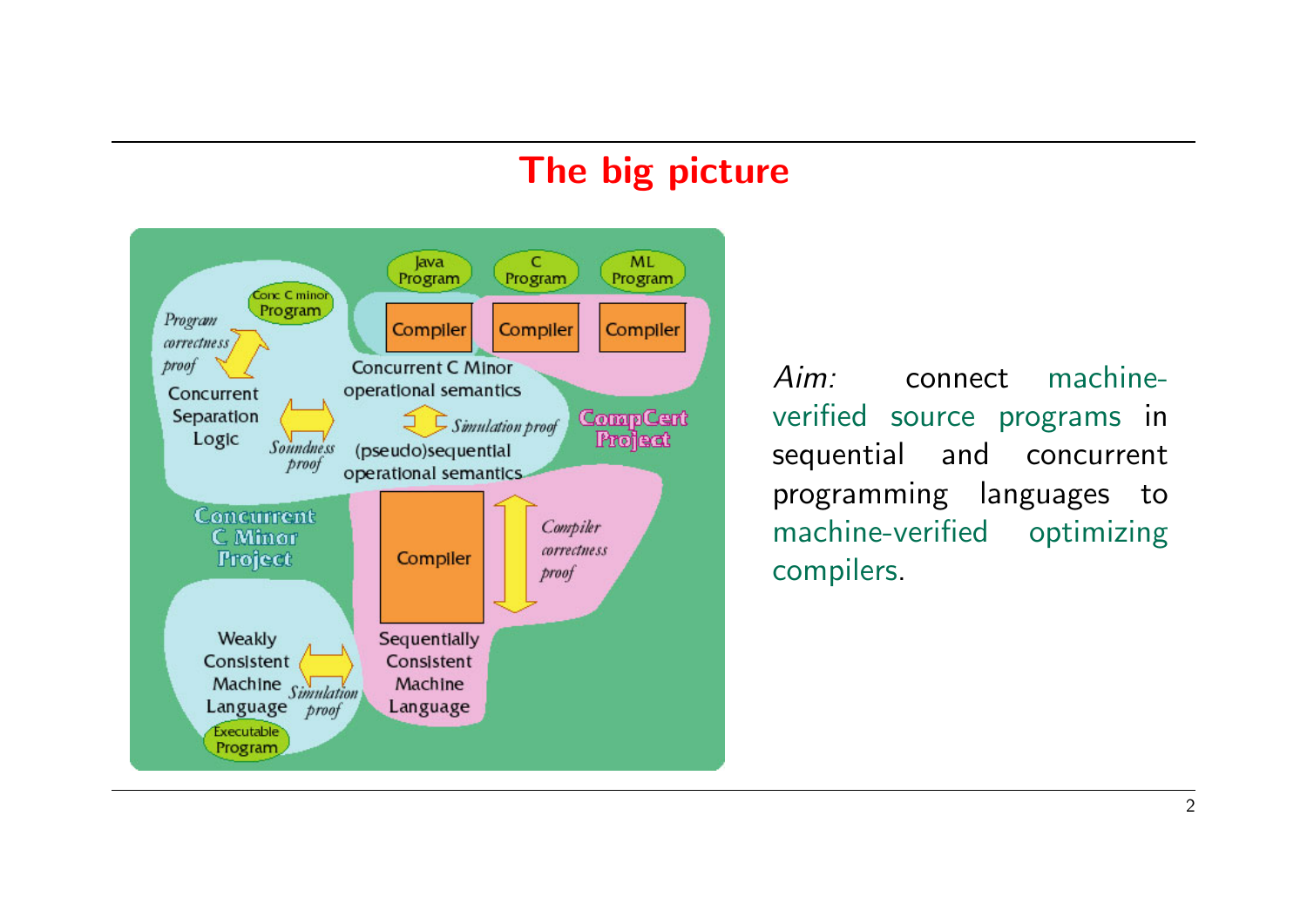# The big picture

Java Program | C Program | ML Program

Conc C minor Program

Compiler | Compiler | Compiler

*Program correctness proof*

Concurrent Separation Logic

*Soundness proof*

Concurrent C Minor operational semantics

*Simulation proof*

(pseudo)sequential operational semantics

CompCert Project

Concurrent C Minor Project

Compiler

*Compiler correctness proof*

Weakly Consistent Machine Language

*Simulation proof*

Sequentially Consistent Machine Language

Executable Program

*Aim:* connect machine-verified source programs in sequential and concurrent programming languages to machine-verified optimizing compilers.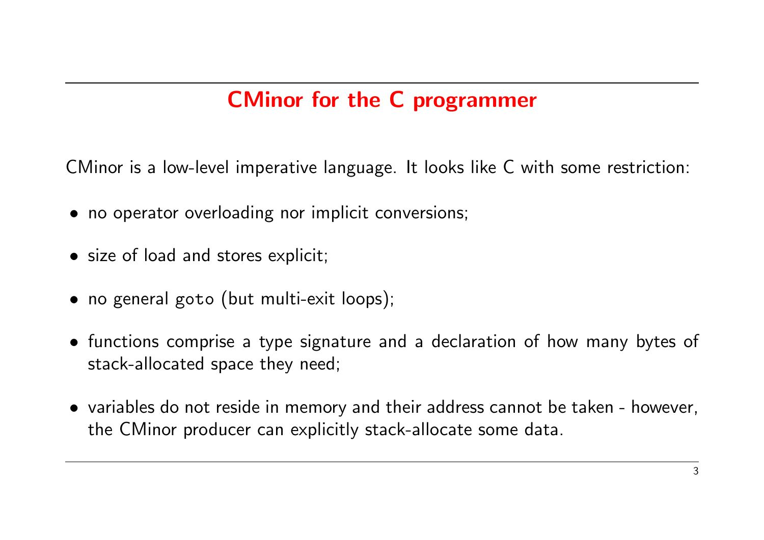## CMinor for the C programmer

CMinor is a low-level imperative language. It looks like C with some restriction:

- no operator overloading nor implicit conversions;
- size of load and stores explicit;
- no general `goto` (but multi-exit loops);
- functions comprise a type signature and a declaration of how many bytes of stack-allocated space they need;
- variables do not reside in memory and their address cannot be taken - however, the CMinor producer can explicitly stack-allocate some data.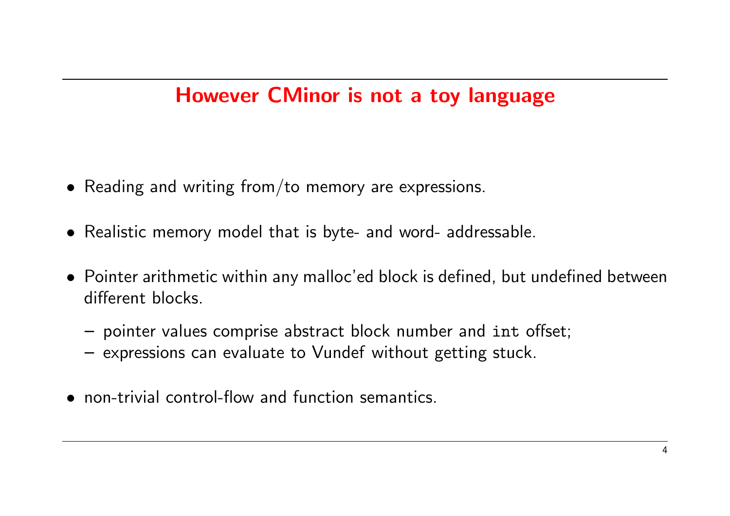## However CMinor is not a toy language

- Reading and writing from/to memory are expressions.
- Realistic memory model that is byte- and word- addressable.
- Pointer arithmetic within any malloc'ed block is defined, but undefined between different blocks.
  - pointer values comprise abstract block number and `int` offset;
  - expressions can evaluate to Vundef without getting stuck.
- non-trivial control-flow and function semantics.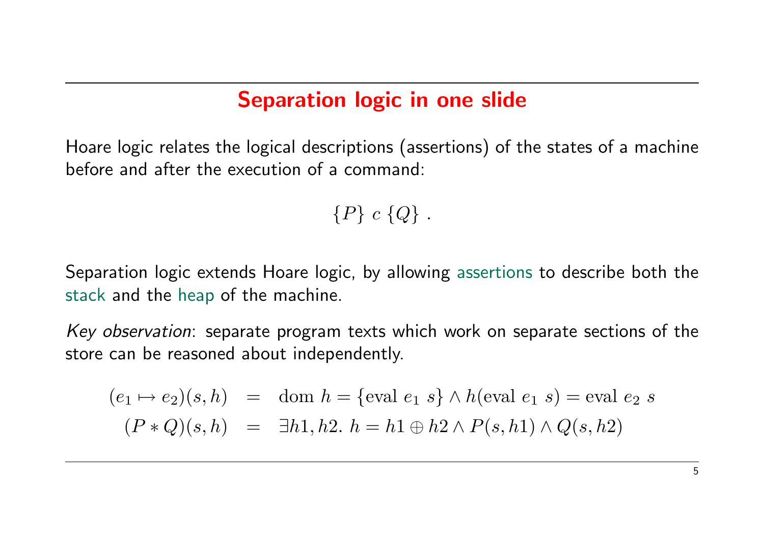## Separation logic in one slide

Hoare logic relates the logical descriptions (assertions) of the states of a machine before and after the execution of a command:

$$\{P\}\ c\ \{Q\}\ .$$

Separation logic extends Hoare logic, by allowing assertions to describe both the stack and the heap of the machine.

*Key observation*: separate program texts which work on separate sections of the store can be reasoned about independently.

$$
\begin{aligned}
(e_1 \mapsto e_2)(s, h) &= \text{dom } h = \{\text{eval } e_1\ s\} \wedge h(\text{eval } e_1\ s) = \text{eval } e_2\ s \\
(P * Q)(s, h) &= \exists h1, h2.\ h = h1 \oplus h2 \wedge P(s, h1) \wedge Q(s, h2)
\end{aligned}
$$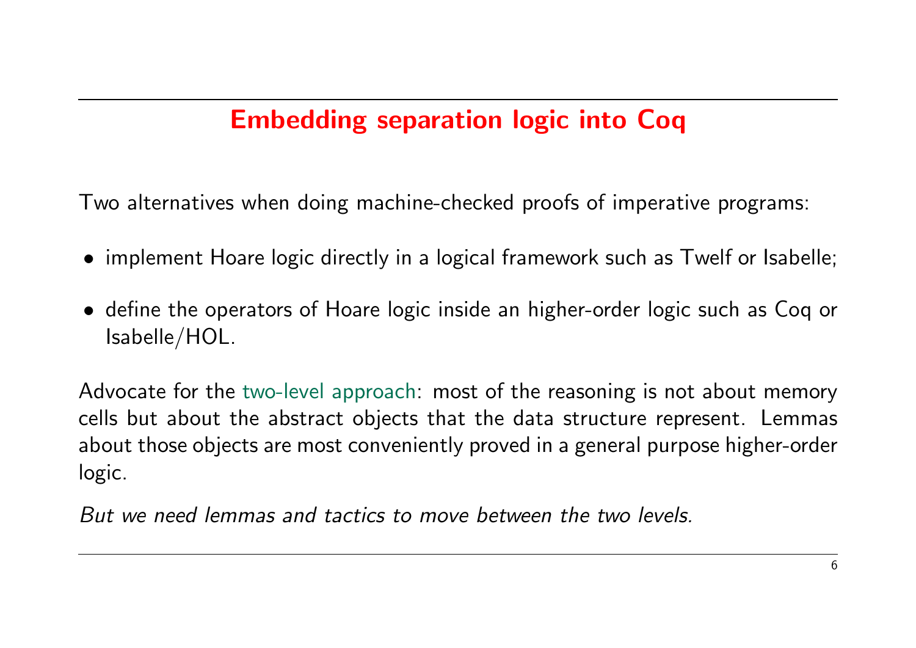# Embedding separation logic into Coq

Two alternatives when doing machine-checked proofs of imperative programs:

- implement Hoare logic directly in a logical framework such as Twelf or Isabelle;
- define the operators of Hoare logic inside an higher-order logic such as Coq or Isabelle/HOL.

Advocate for the two-level approach: most of the reasoning is not about memory cells but about the abstract objects that the data structure represent. Lemmas about those objects are most conveniently proved in a general purpose higher-order logic.

*But we need lemmas and tactics to move between the two levels.*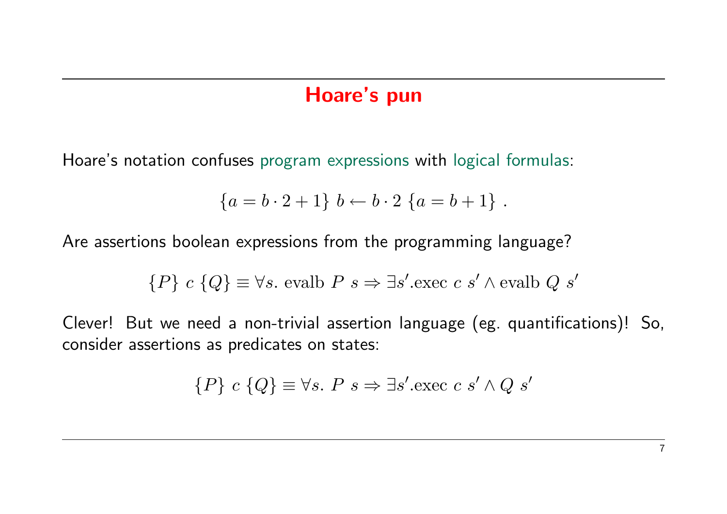# Hoare's pun

Hoare's notation confuses program expressions with logical formulas:

$$\{a = b \cdot 2 + 1\}\ b \leftarrow b \cdot 2\ \{a = b + 1\}\ .$$

Are assertions boolean expressions from the programming language?

$$\{P\}\ c\ \{Q\} \equiv \forall s.\ \text{evalb}\ P\ s \Rightarrow \exists s'.\text{exec}\ c\ s' \wedge \text{evalb}\ Q\ s'$$

Clever! But we need a non-trivial assertion language (eg. quantifications)! So, consider assertions as predicates on states:

$$\{P\}\ c\ \{Q\} \equiv \forall s.\ P\ s \Rightarrow \exists s'.\text{exec}\ c\ s' \wedge Q\ s'$$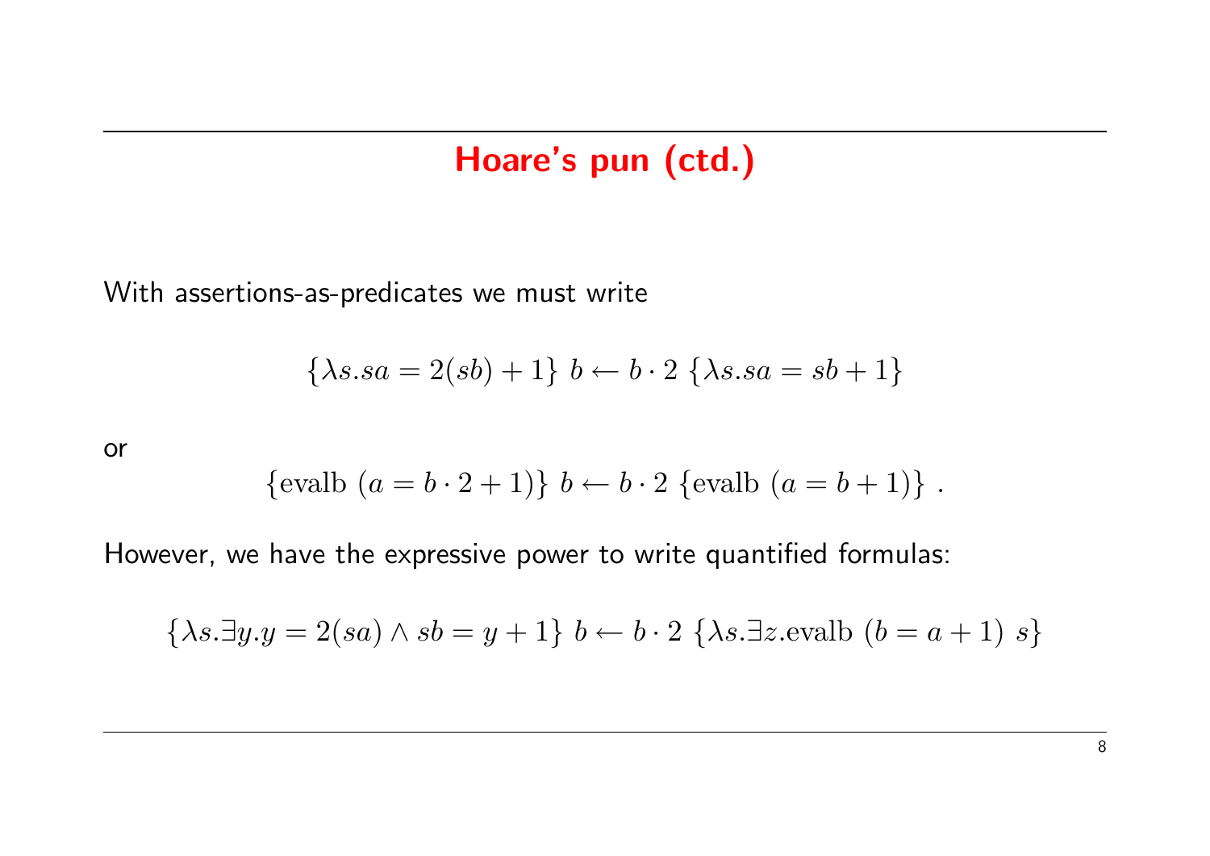# Hoare's pun (ctd.)

With assertions-as-predicates we must write

$$\{\lambda s. sa = 2(sb) + 1\}\ b \leftarrow b \cdot 2\ \{\lambda s. sa = sb + 1\}$$

or

$$\{\text{evalb}\ (a = b \cdot 2 + 1)\}\ b \leftarrow b \cdot 2\ \{\text{evalb}\ (a = b + 1)\}\ .$$

However, we have the expressive power to write quantified formulas:

$$\{\lambda s. \exists y. y = 2(sa) \wedge sb = y + 1\}\ b \leftarrow b \cdot 2\ \{\lambda s. \exists z. \text{evalb}\ (b = a + 1)\ s\}$$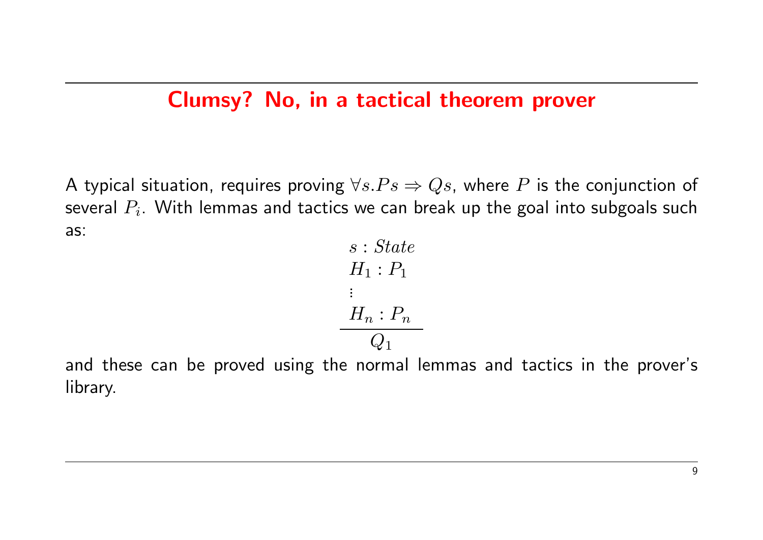## Clumsy? No, in a tactical theorem prover

A typical situation, requires proving $\forall s. P s \Rightarrow Q s$, where $P$ is the conjunction of several $P_i$. With lemmas and tactics we can break up the goal into subgoals such as:

$$
\begin{array}{l}
s : State \\
H_1 : P_1 \\
\vdots \\
H_n : P_n \\
\hline
\quad Q_1
\end{array}
$$

and these can be proved using the normal lemmas and tactics in the prover's library.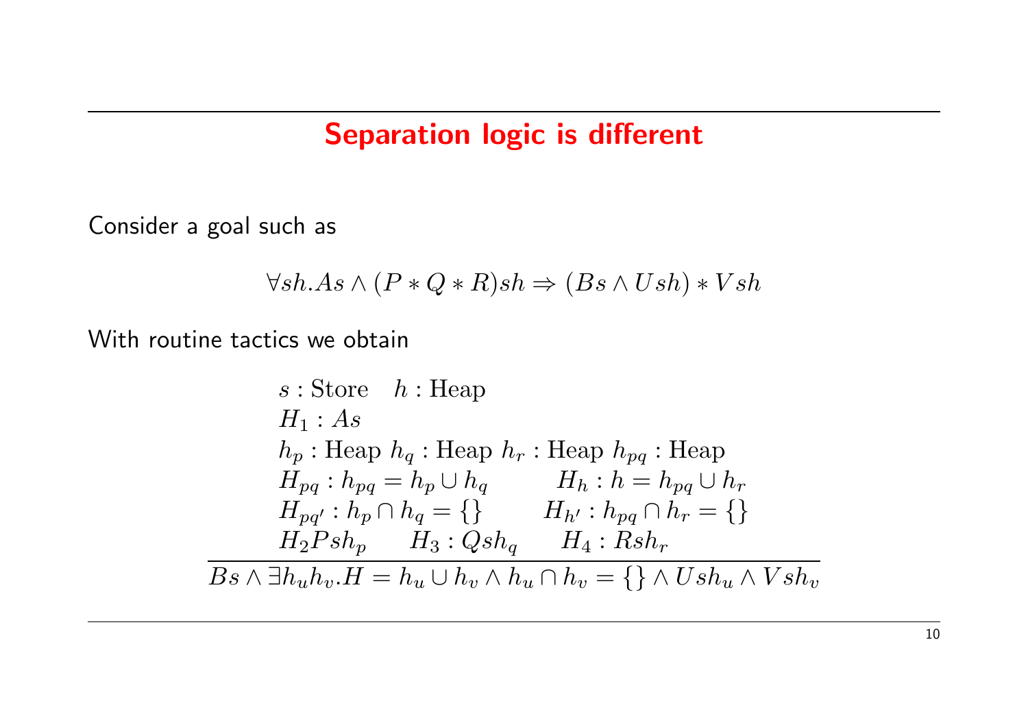# Separation logic is different

Consider a goal such as

$$\forall sh. As \land (P * Q * R)sh \Rightarrow (Bs \land Ush) * Vsh$$

With routine tactics we obtain

$$\begin{array}{c}
\begin{array}{l}
s : \text{Store} \quad h : \text{Heap} \\
H_1 : As \\
h_p : \text{Heap } h_q : \text{Heap } h_r : \text{Heap } h_{pq} : \text{Heap} \\
H_{pq} : h_{pq} = h_p \cup h_q \qquad H_h : h = h_{pq} \cup h_r \\
H_{pq'} : h_p \cap h_q = \{\} \qquad H_{h'} : h_{pq} \cap h_r = \{\} \\
H_2 Psh_p \qquad H_3 : Qsh_q \qquad H_4 : Rsh_r
\end{array} \\
\hline
Bs \land \exists h_u h_v . H = h_u \cup h_v \land h_u \cap h_v = \{\} \land Ush_u \land Vsh_v
\end{array}$$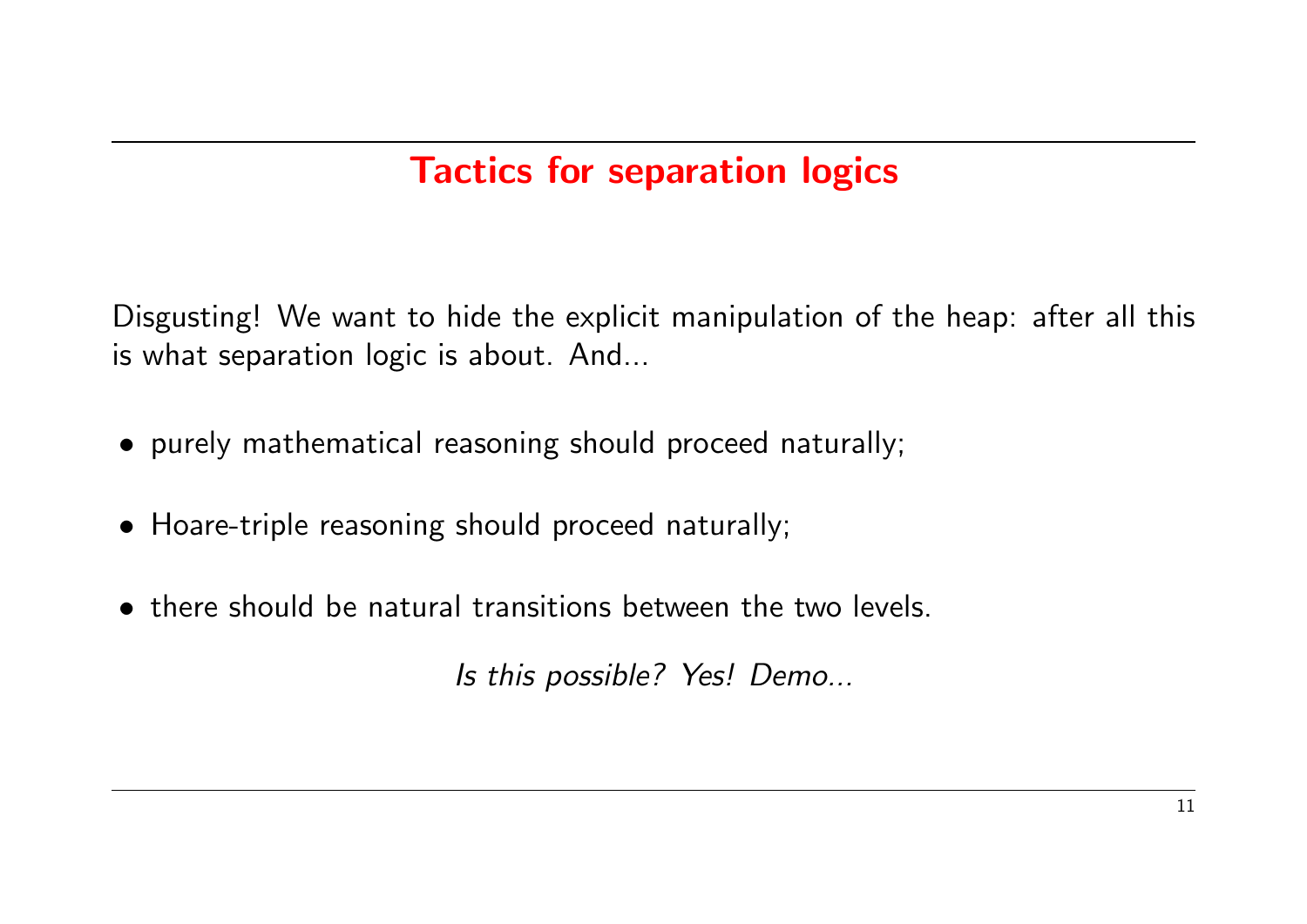## Tactics for separation logics

Disgusting! We want to hide the explicit manipulation of the heap: after all this is what separation logic is about. And...

- purely mathematical reasoning should proceed naturally;
- Hoare-triple reasoning should proceed naturally;
- there should be natural transitions between the two levels.

*Is this possible? Yes! Demo...*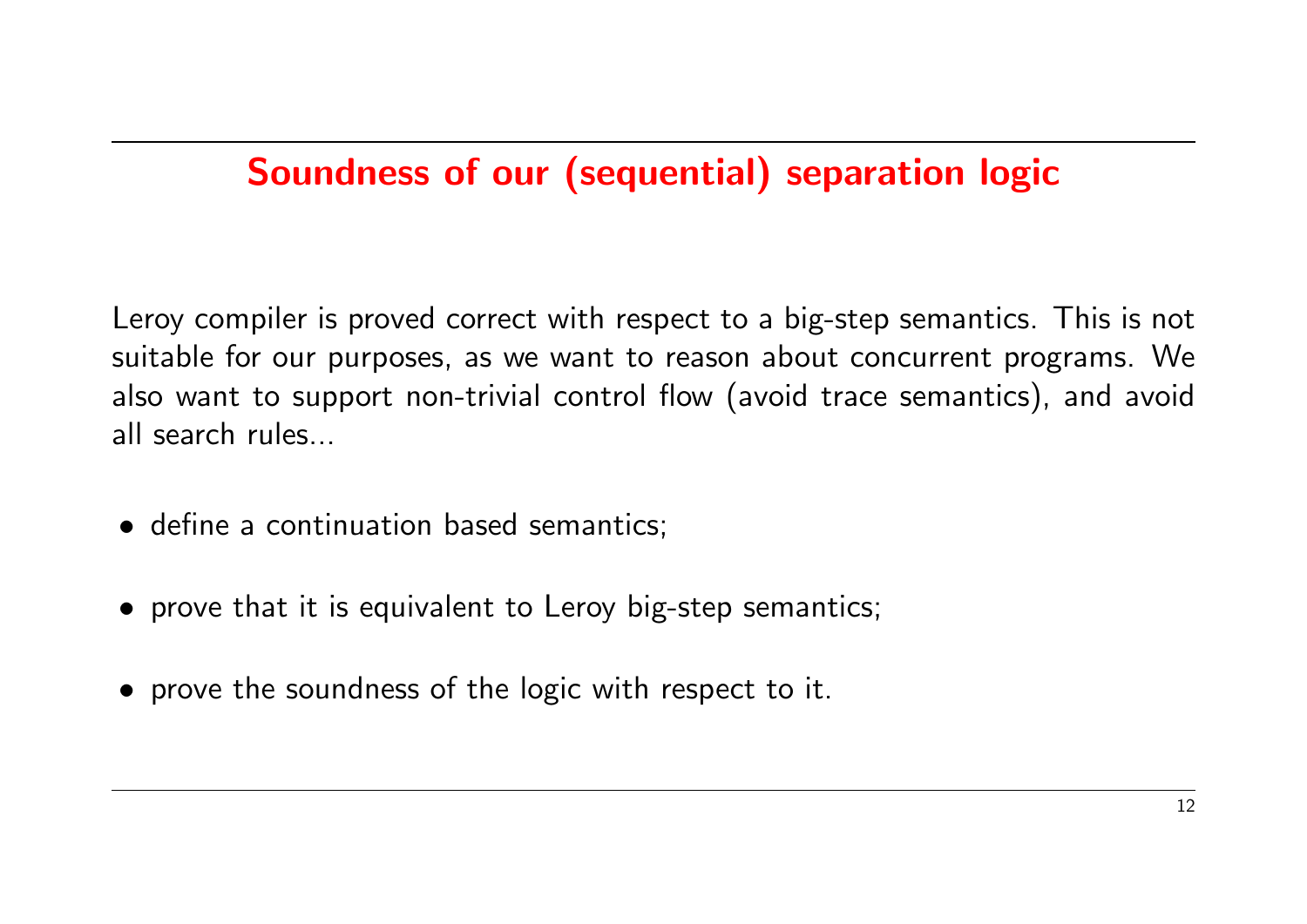# Soundness of our (sequential) separation logic

Leroy compiler is proved correct with respect to a big-step semantics. This is not suitable for our purposes, as we want to reason about concurrent programs. We also want to support non-trivial control flow (avoid trace semantics), and avoid all search rules...

- define a continuation based semantics;
- prove that it is equivalent to Leroy big-step semantics;
- prove the soundness of the logic with respect to it.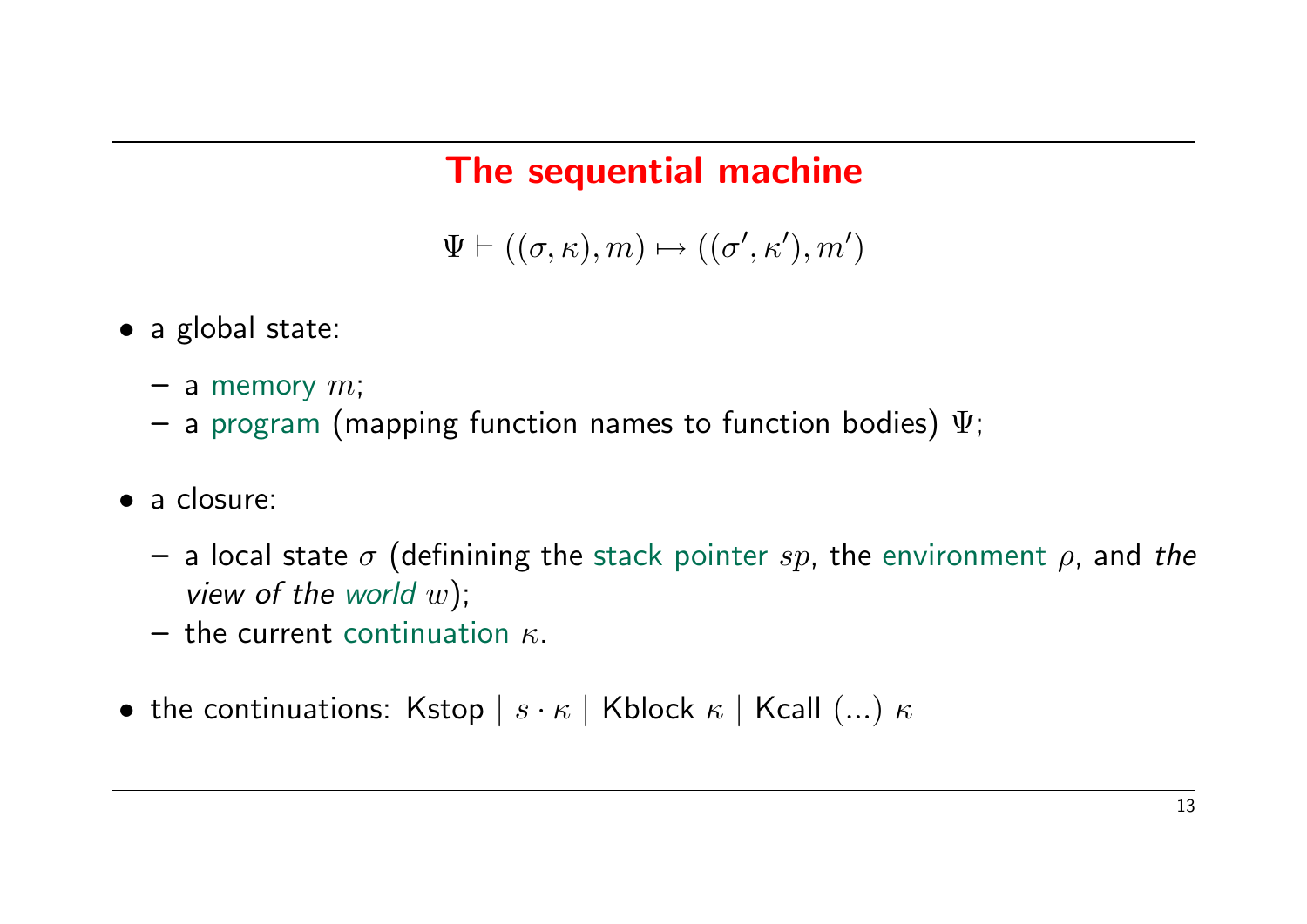# The sequential machine

$$\Psi \vdash ((\sigma, \kappa), m) \mapsto ((\sigma', \kappa'), m')$$

- a global state:
  - a memory $m$;
  - a program (mapping function names to function bodies) $\Psi$;
- a closure:
  - a local state $\sigma$ (definining the stack pointer $sp$, the environment $\rho$, and *the view of the world* $w$);
  - the current continuation $\kappa$.
- the continuations: Kstop | $s \cdot \kappa$ | Kblock $\kappa$ | Kcall (...) $\kappa$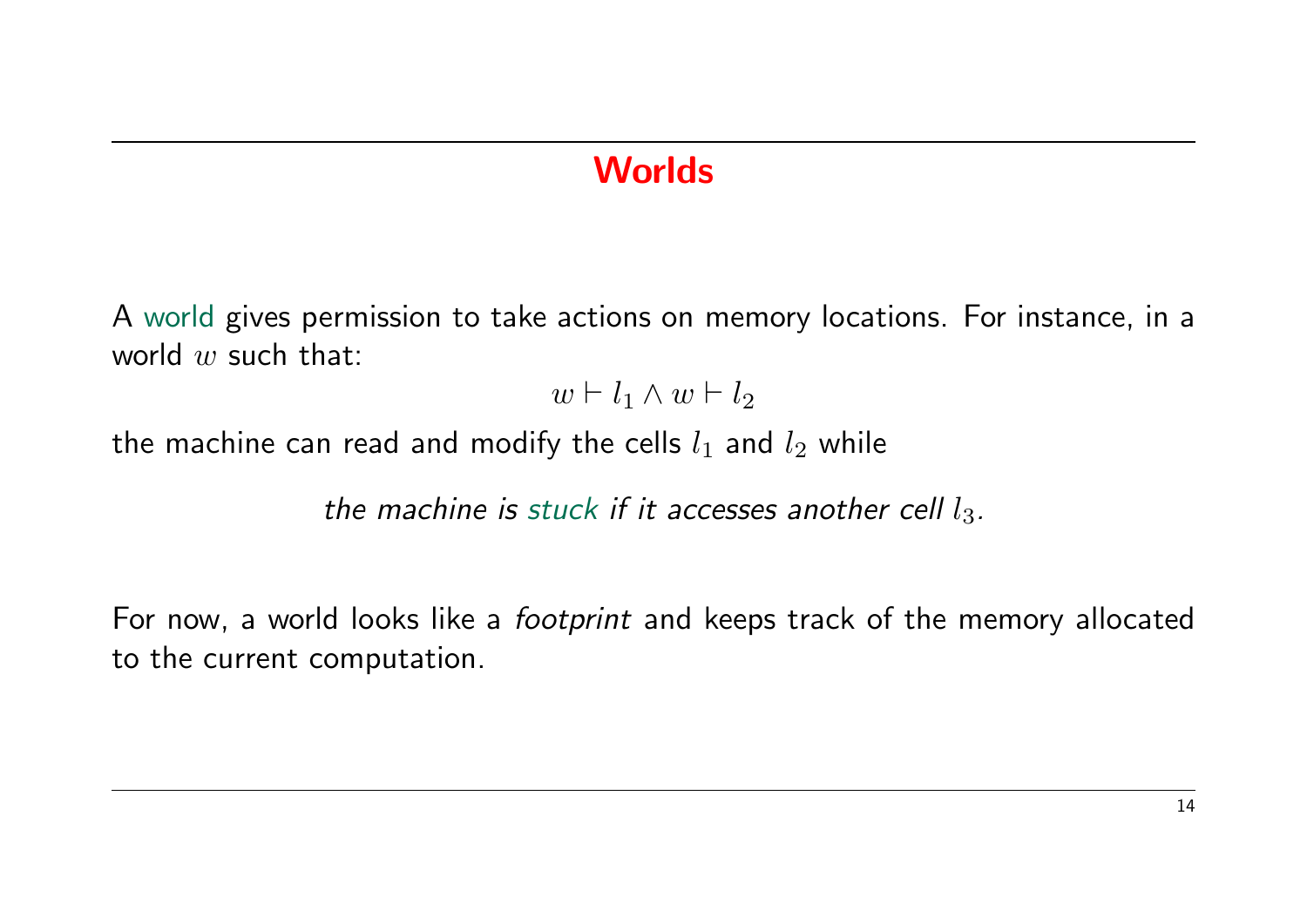# Worlds

A world gives permission to take actions on memory locations. For instance, in a world $w$ such that:

$$w \vdash l_1 \wedge w \vdash l_2$$

the machine can read and modify the cells $l_1$ and $l_2$ while

*the machine is stuck if it accesses another cell $l_3$.*

For now, a world looks like a *footprint* and keeps track of the memory allocated to the current computation.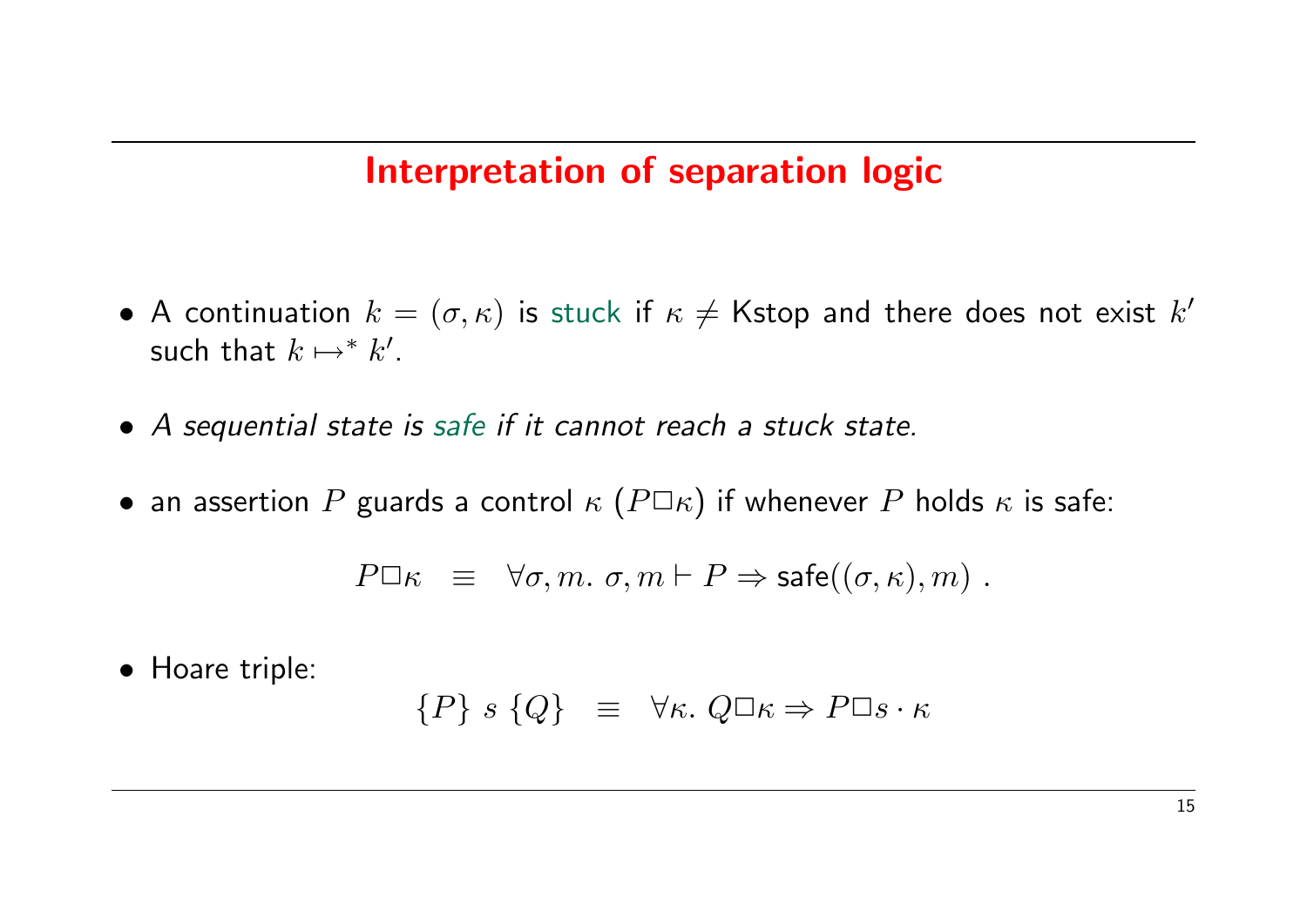# Interpretation of separation logic

- A continuation $k = (\sigma, \kappa)$ is stuck if $\kappa \neq \mathsf{Kstop}$ and there does not exist $k'$ such that $k \mapsto^* k'$.

- *A sequential state is safe if it cannot reach a stuck state.*

- an assertion $P$ guards a control $\kappa$ ($P \Box \kappa$) if whenever $P$ holds $\kappa$ is safe:

$$P \Box \kappa \quad \equiv \quad \forall \sigma, m.\ \sigma, m \vdash P \Rightarrow \mathsf{safe}((\sigma, \kappa), m)\ .$$

- Hoare triple:

$$\{P\}\ s\ \{Q\} \quad \equiv \quad \forall \kappa.\ Q \Box \kappa \Rightarrow P \Box s \cdot \kappa$$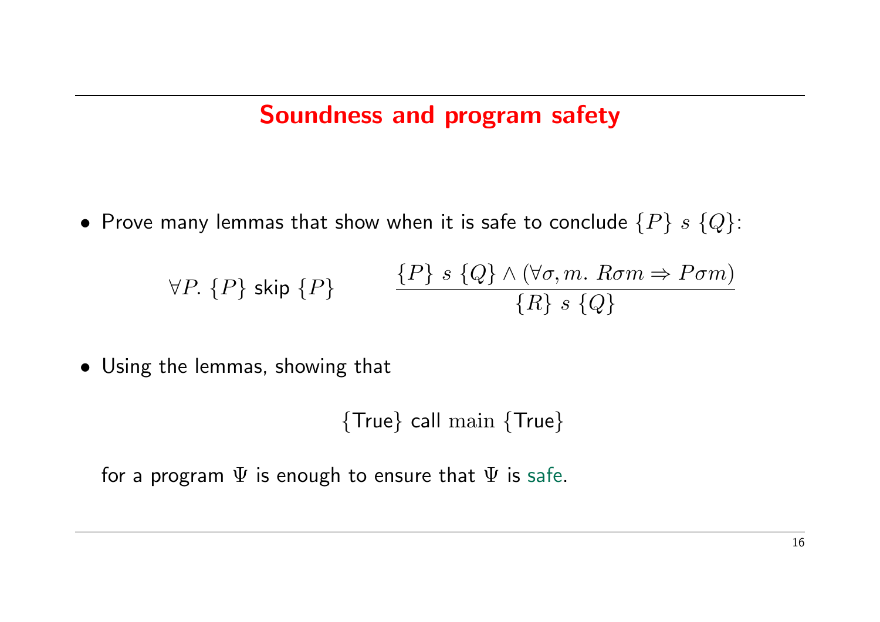# Soundness and program safety

- Prove many lemmas that show when it is safe to conclude $\{P\}\ s\ \{Q\}$:

$$\forall P.\ \{P\}\ \mathsf{skip}\ \{P\} \qquad \frac{\{P\}\ s\ \{Q\} \land (\forall \sigma, m.\ R \sigma m \Rightarrow P \sigma m)}{\{R\}\ s\ \{Q\}}$$

- Using the lemmas, showing that

$$\{\mathsf{True}\}\ \mathsf{call}\ \mathrm{main}\ \{\mathsf{True}\}$$

for a program $\Psi$ is enough to ensure that $\Psi$ is safe.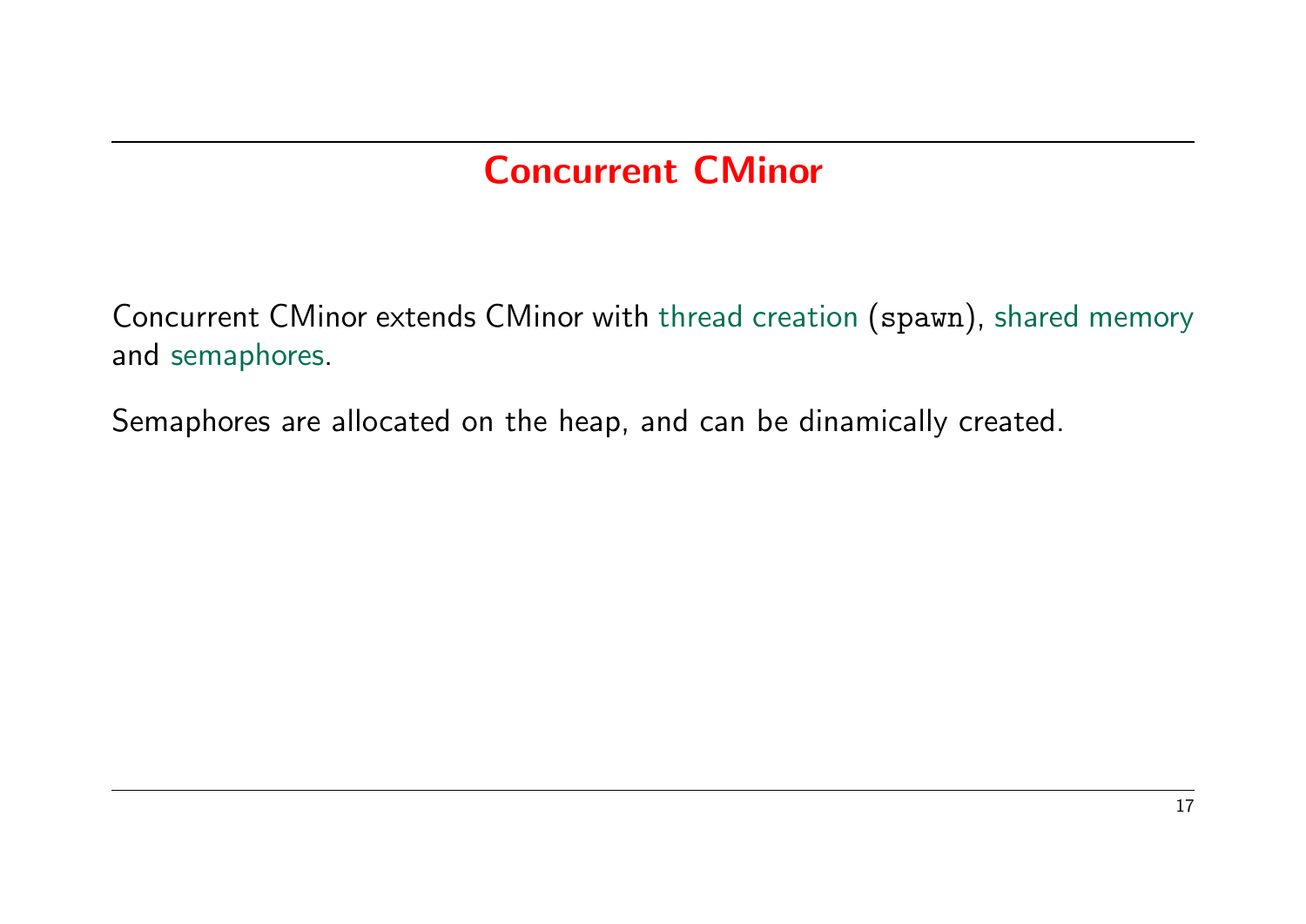# Concurrent CMinor

Concurrent CMinor extends CMinor with thread creation (`spawn`), shared memory and semaphores.

Semaphores are allocated on the heap, and can be dinamically created.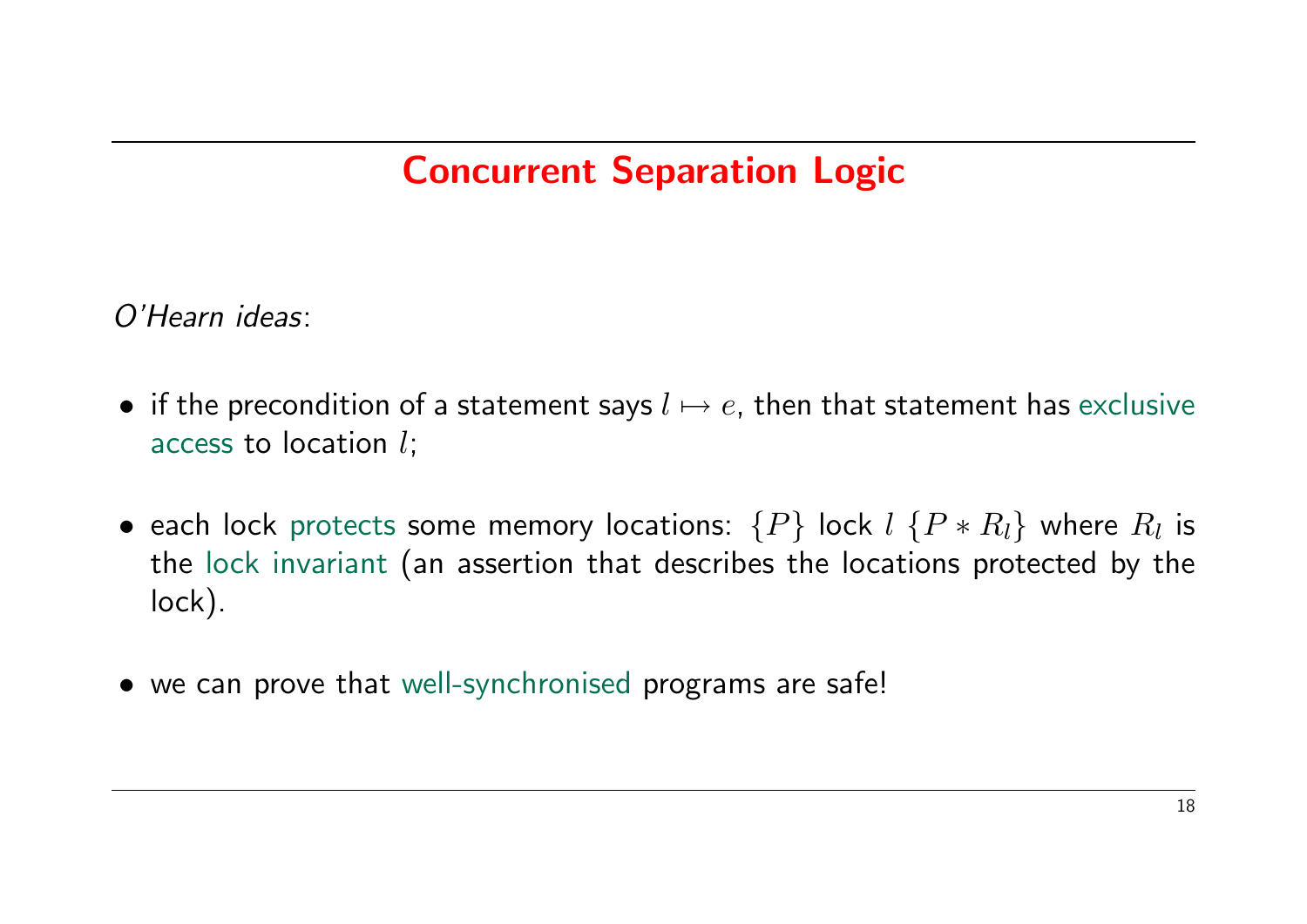# Concurrent Separation Logic

*O'Hearn ideas*:

- if the precondition of a statement says $l \mapsto e$, then that statement has exclusive access to location $l$;

- each lock protects some memory locations: $\{P\}$ lock $l$ $\{P * R_l\}$ where $R_l$ is the lock invariant (an assertion that describes the locations protected by the lock).

- we can prove that well-synchronised programs are safe!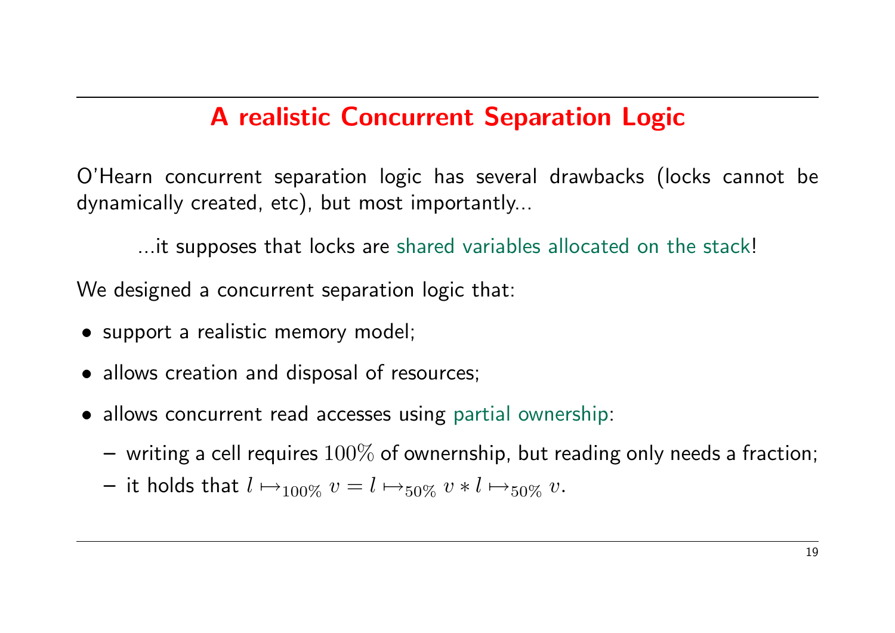# A realistic Concurrent Separation Logic

O'Hearn concurrent separation logic has several drawbacks (locks cannot be dynamically created, etc), but most importantly...

> ...it supposes that locks are shared variables allocated on the stack!

We designed a concurrent separation logic that:

- support a realistic memory model;
- allows creation and disposal of resources;
- allows concurrent read accesses using partial ownership:
  - writing a cell requires $100\%$ of ownernship, but reading only needs a fraction;
  - it holds that $l \mapsto_{100\%} v = l \mapsto_{50\%} v * l \mapsto_{50\%} v$.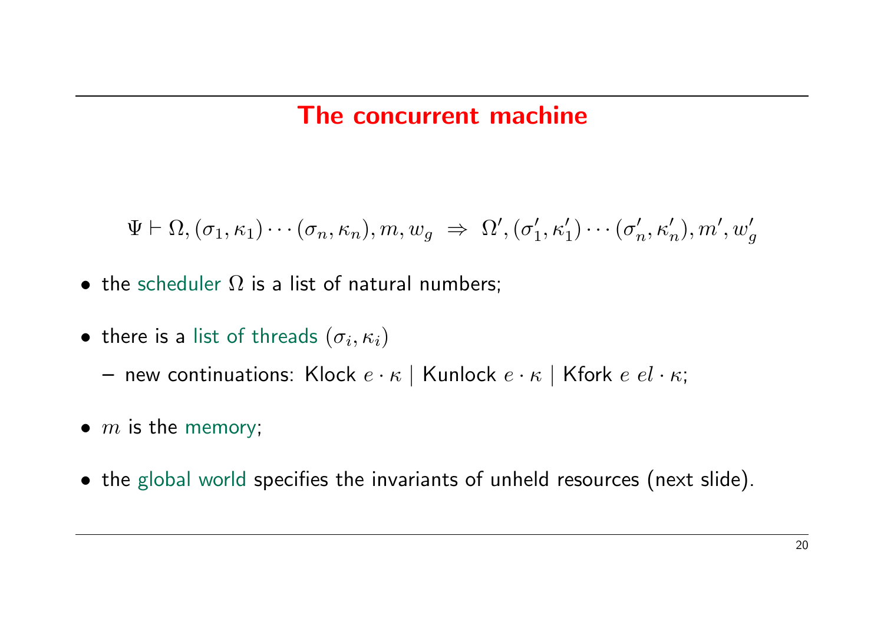# The concurrent machine

$$\Psi \vdash \Omega, (\sigma_1, \kappa_1) \cdots (\sigma_n, \kappa_n), m, w_g \;\Rightarrow\; \Omega', (\sigma_1', \kappa_1') \cdots (\sigma_n', \kappa_n'), m', w_g'$$

- the scheduler $\Omega$ is a list of natural numbers;
- there is a list of threads $(\sigma_i, \kappa_i)$
  - new continuations: Klock $e \cdot \kappa$ | Kunlock $e \cdot \kappa$ | Kfork $e\ el \cdot \kappa$;
- $m$ is the memory;
- the global world specifies the invariants of unheld resources (next slide).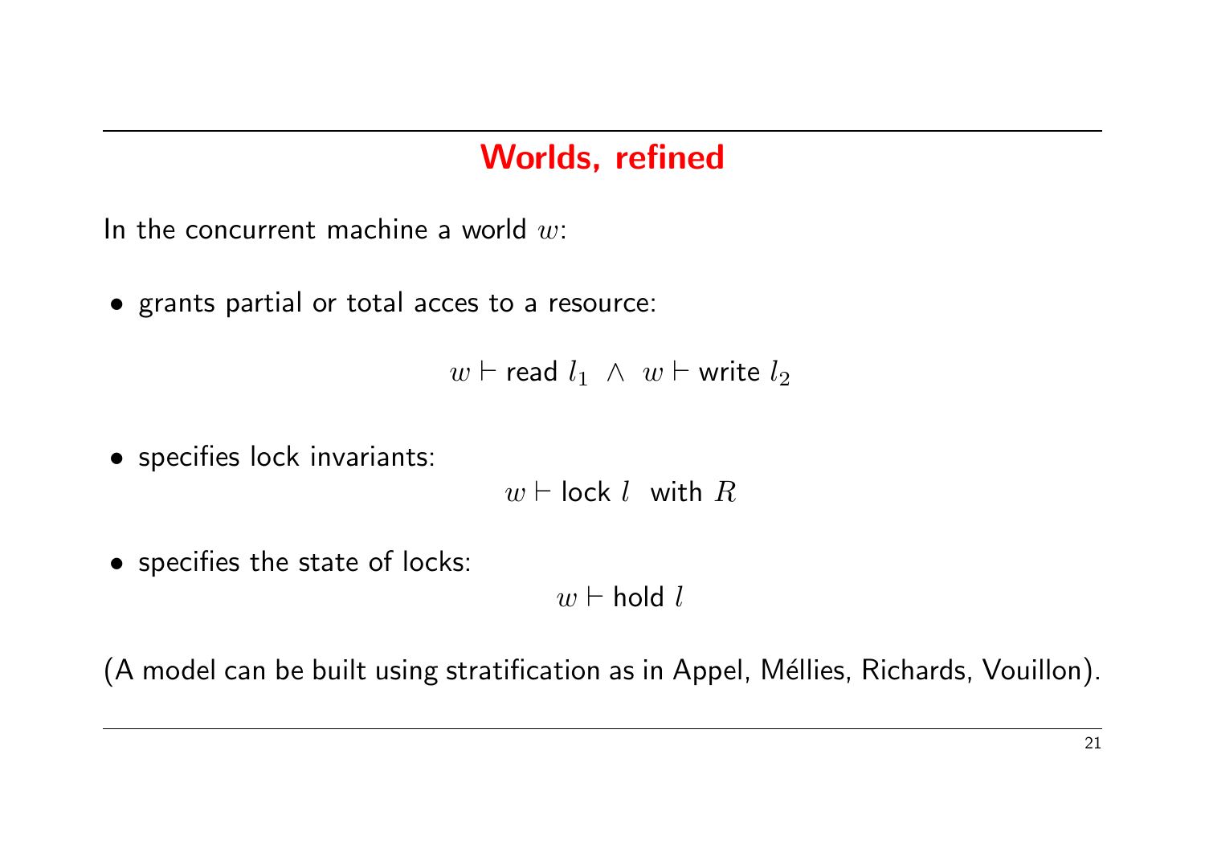# Worlds, refined

In the concurrent machine a world $w$:

- grants partial or total acces to a resource:

$$w \vdash \mathsf{read}\ l_1 \ \wedge\ w \vdash \mathsf{write}\ l_2$$

- specifies lock invariants:

$$w \vdash \mathsf{lock}\ l\ \ \mathsf{with}\ R$$

- specifies the state of locks:

$$w \vdash \mathsf{hold}\ l$$

(A model can be built using stratification as in Appel, Méllies, Richards, Vouillon).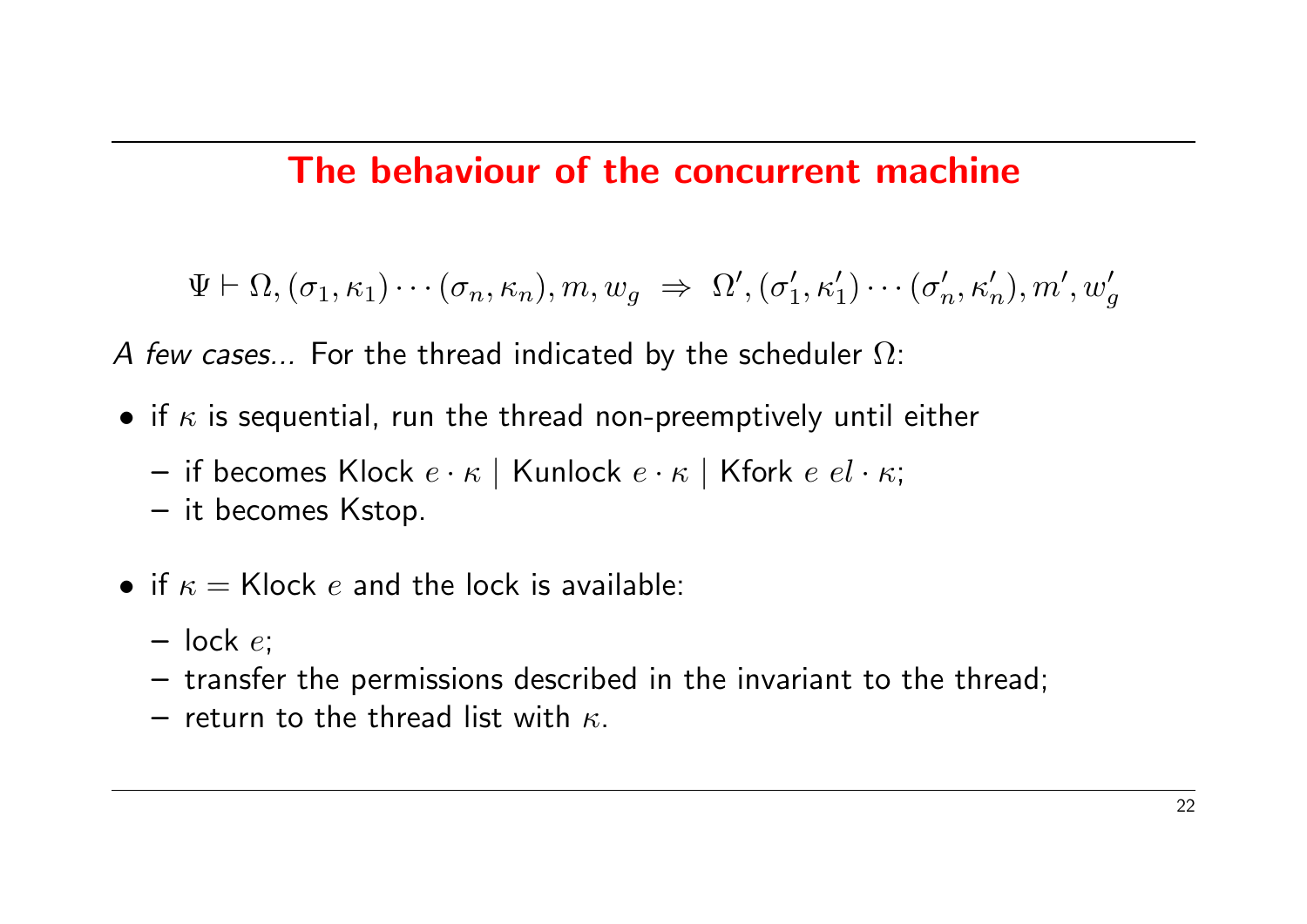## The behaviour of the concurrent machine

$$\Psi \vdash \Omega, (\sigma_1, \kappa_1) \cdots (\sigma_n, \kappa_n), m, w_g \;\Rightarrow\; \Omega', (\sigma_1', \kappa_1') \cdots (\sigma_n', \kappa_n'), m', w_g'$$

*A few cases...* For the thread indicated by the scheduler $\Omega$:

- if $\kappa$ is sequential, run the thread non-preemptively until either
  - if becomes Klock $e \cdot \kappa$ | Kunlock $e \cdot \kappa$ | Kfork $e\ el \cdot \kappa$;
  - it becomes Kstop.
- if $\kappa =$ Klock $e$ and the lock is available:
  - lock $e$;
  - transfer the permissions described in the invariant to the thread;
  - return to the thread list with $\kappa$.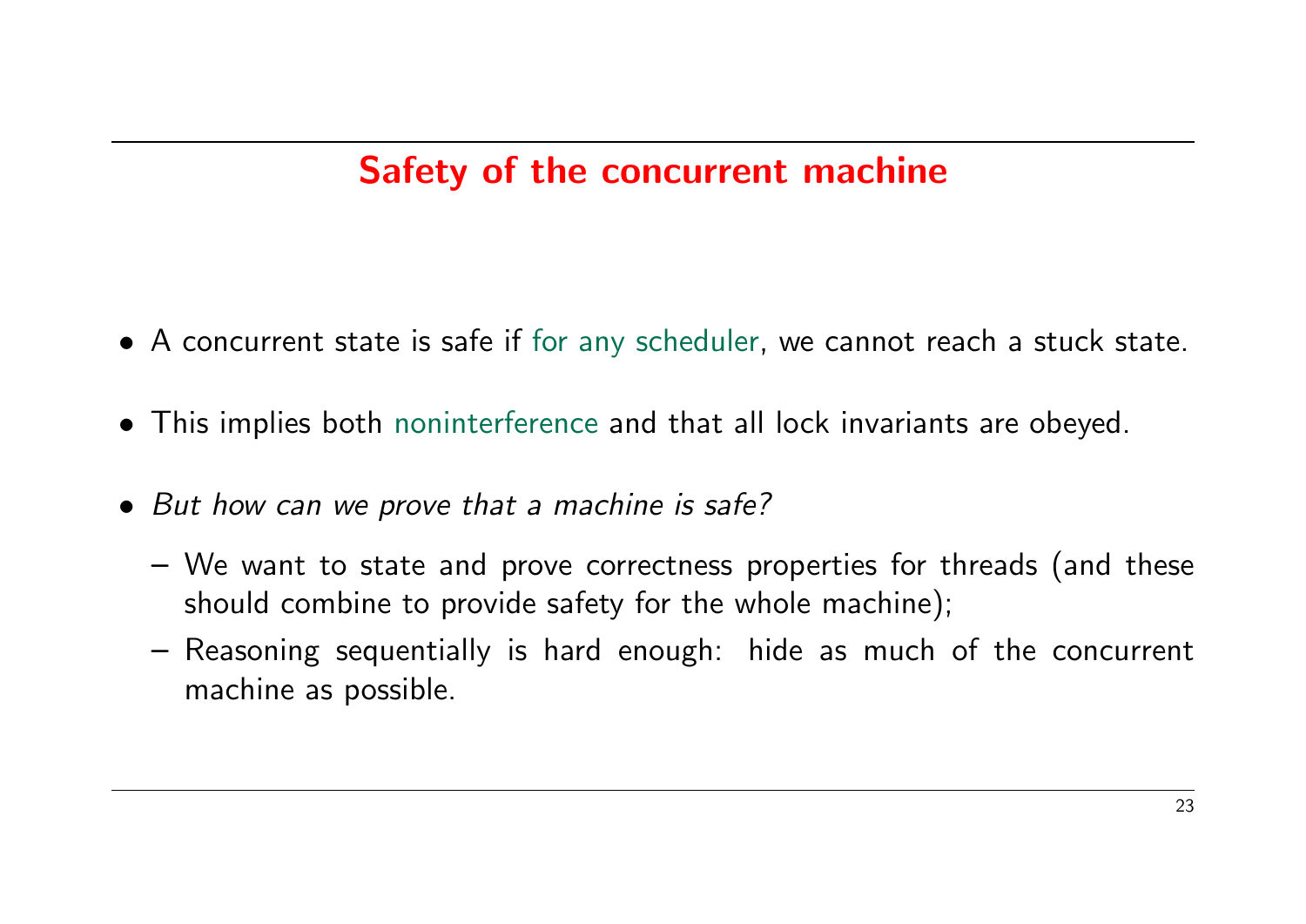# Safety of the concurrent machine

- A concurrent state is safe if for any scheduler, we cannot reach a stuck state.
- This implies both noninterference and that all lock invariants are obeyed.
- *But how can we prove that a machine is safe?*
  - We want to state and prove correctness properties for threads (and these should combine to provide safety for the whole machine);
  - Reasoning sequentially is hard enough: hide as much of the concurrent machine as possible.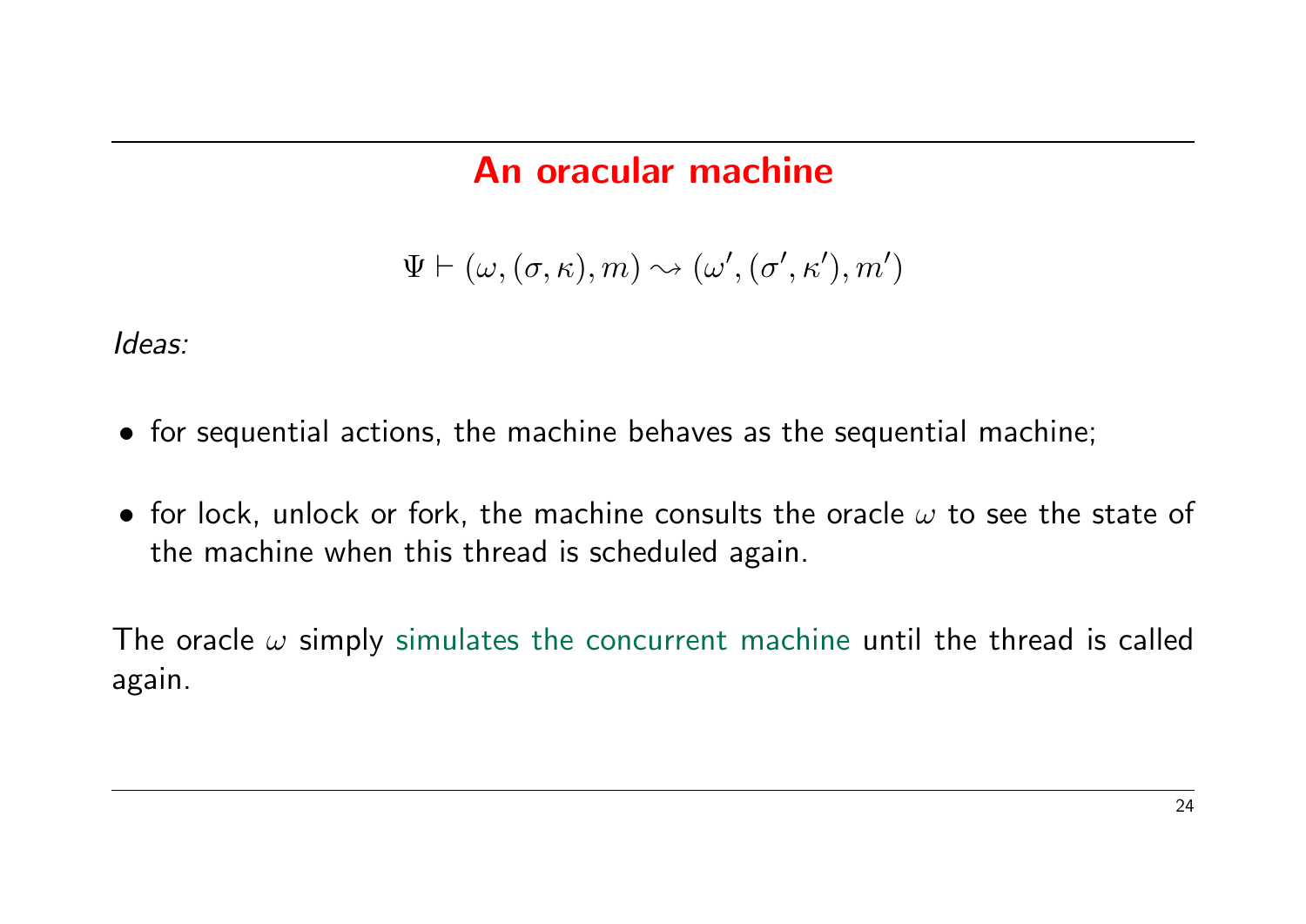# An oracular machine

$$\Psi \vdash (\omega, (\sigma, \kappa), m) \rightsquigarrow (\omega', (\sigma', \kappa'), m')$$

*Ideas:*

- for sequential actions, the machine behaves as the sequential machine;
- for lock, unlock or fork, the machine consults the oracle $\omega$ to see the state of the machine when this thread is scheduled again.

The oracle $\omega$ simply simulates the concurrent machine until the thread is called again.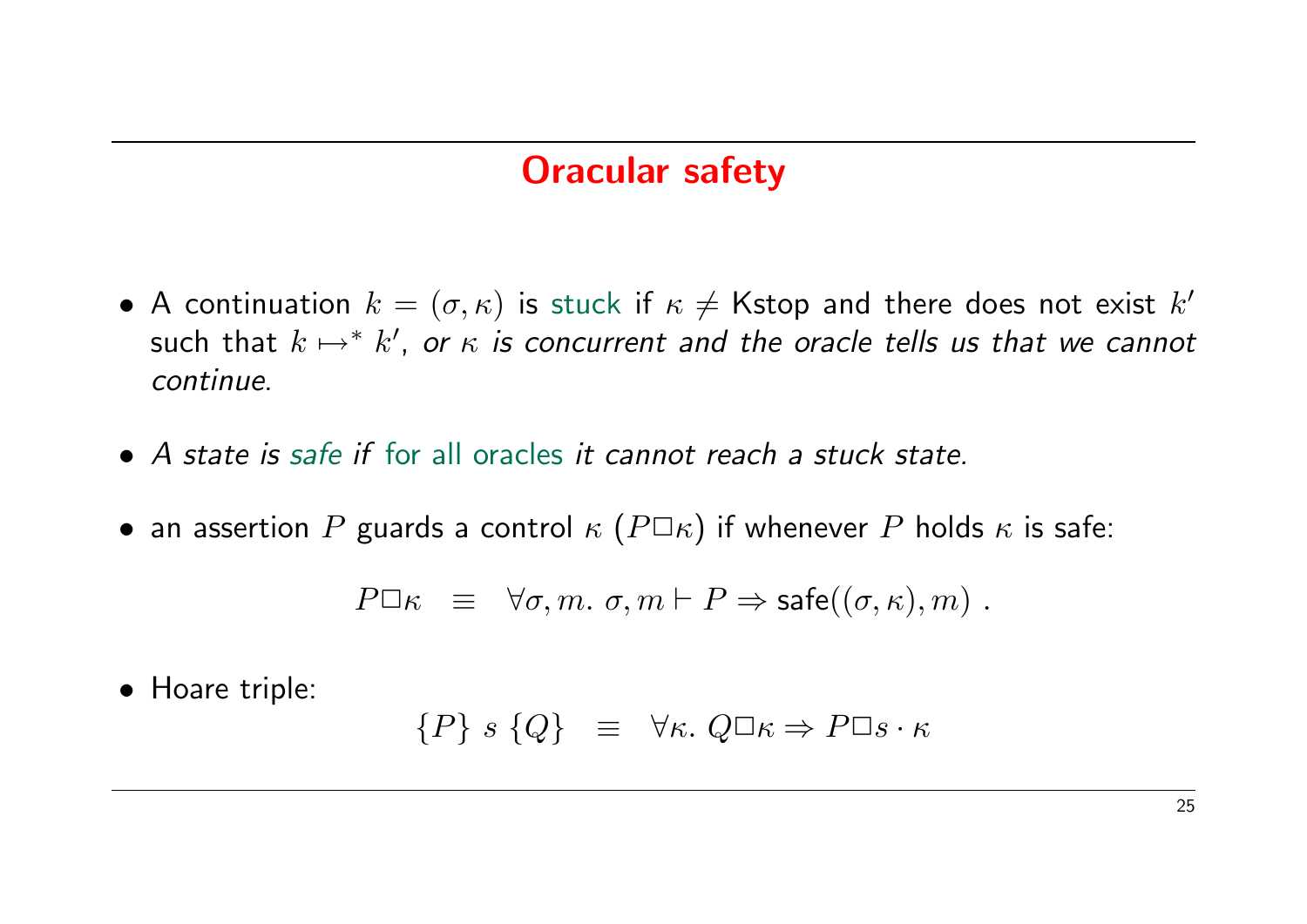## Oracular safety

- A continuation $k = (\sigma, \kappa)$ is stuck if $\kappa \neq$ Kstop and there does not exist $k'$ such that $k \mapsto^* k'$, *or $\kappa$ is concurrent and the oracle tells us that we cannot continue.*

- *A state is safe if* for all oracles *it cannot reach a stuck state.*

- an assertion $P$ guards a control $\kappa$ ($P \square \kappa$) if whenever $P$ holds $\kappa$ is safe:

$$P \square \kappa \quad \equiv \quad \forall \sigma, m.\ \sigma, m \vdash P \Rightarrow \mathsf{safe}((\sigma, \kappa), m)\ .$$

- Hoare triple:

$$\{P\}\ s\ \{Q\} \quad \equiv \quad \forall \kappa.\ Q \square \kappa \Rightarrow P \square s \cdot \kappa$$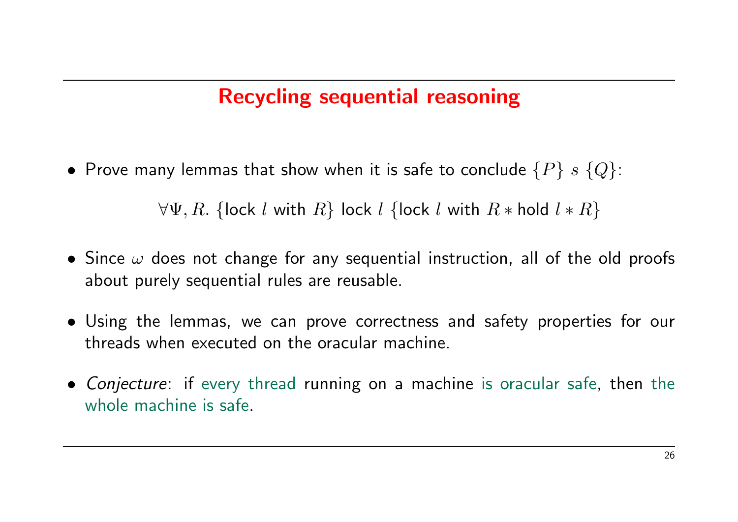# Recycling sequential reasoning

- Prove many lemmas that show when it is safe to conclude $\{P\}\ s\ \{Q\}$:

$$\forall \Psi, R.\ \{\text{lock } l \text{ with } R\}\ \text{lock } l\ \{\text{lock } l \text{ with } R * \text{hold } l * R\}$$

- Since $\omega$ does not change for any sequential instruction, all of the old proofs about purely sequential rules are reusable.

- Using the lemmas, we can prove correctness and safety properties for our threads when executed on the oracular machine.

- *Conjecture*: if every thread running on a machine is oracular safe, then the whole machine is safe.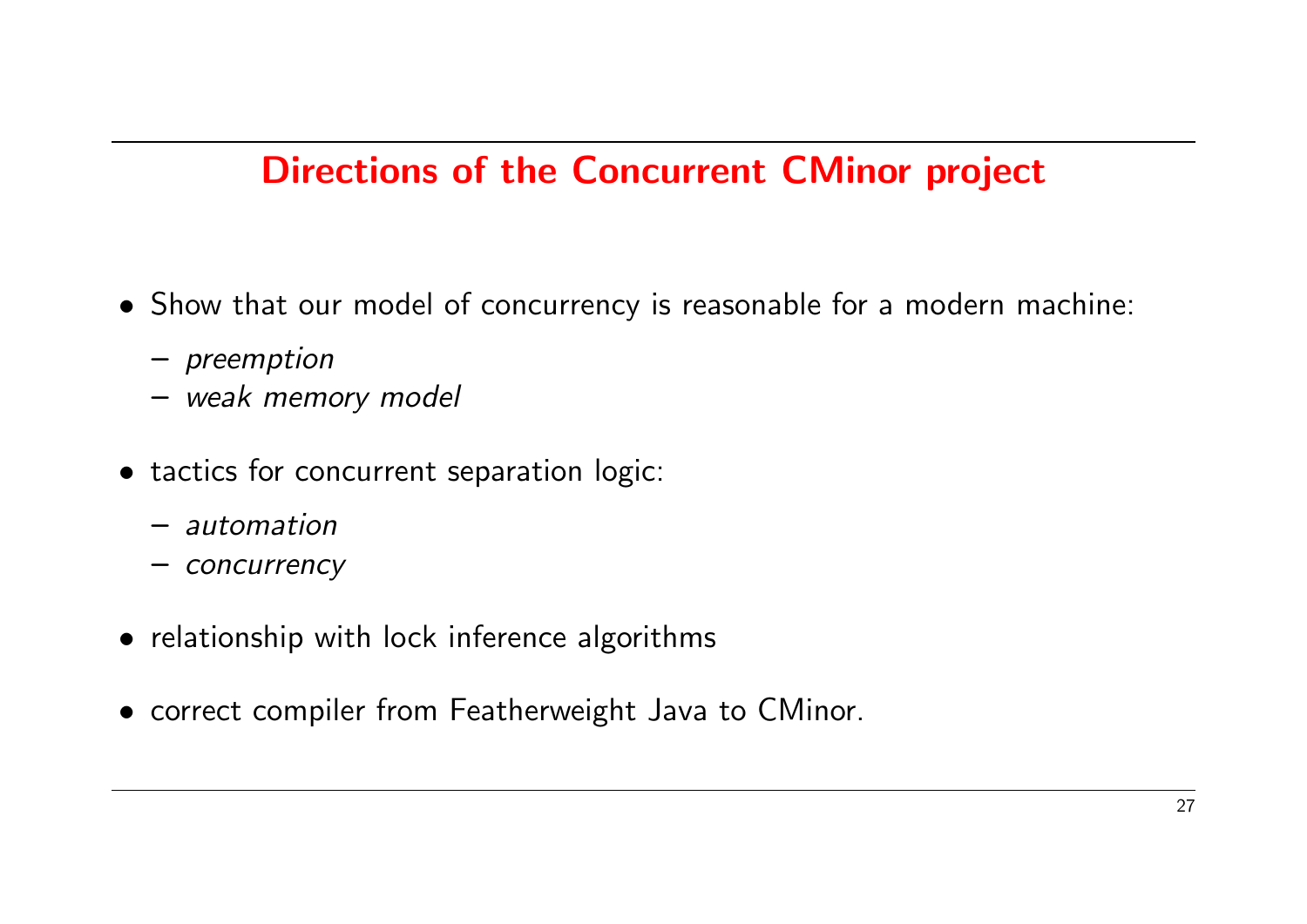# Directions of the Concurrent CMinor project

- Show that our model of concurrency is reasonable for a modern machine:
  - *preemption*
  - *weak memory model*
- tactics for concurrent separation logic:
  - *automation*
  - *concurrency*
- relationship with lock inference algorithms
- correct compiler from Featherweight Java to CMinor.